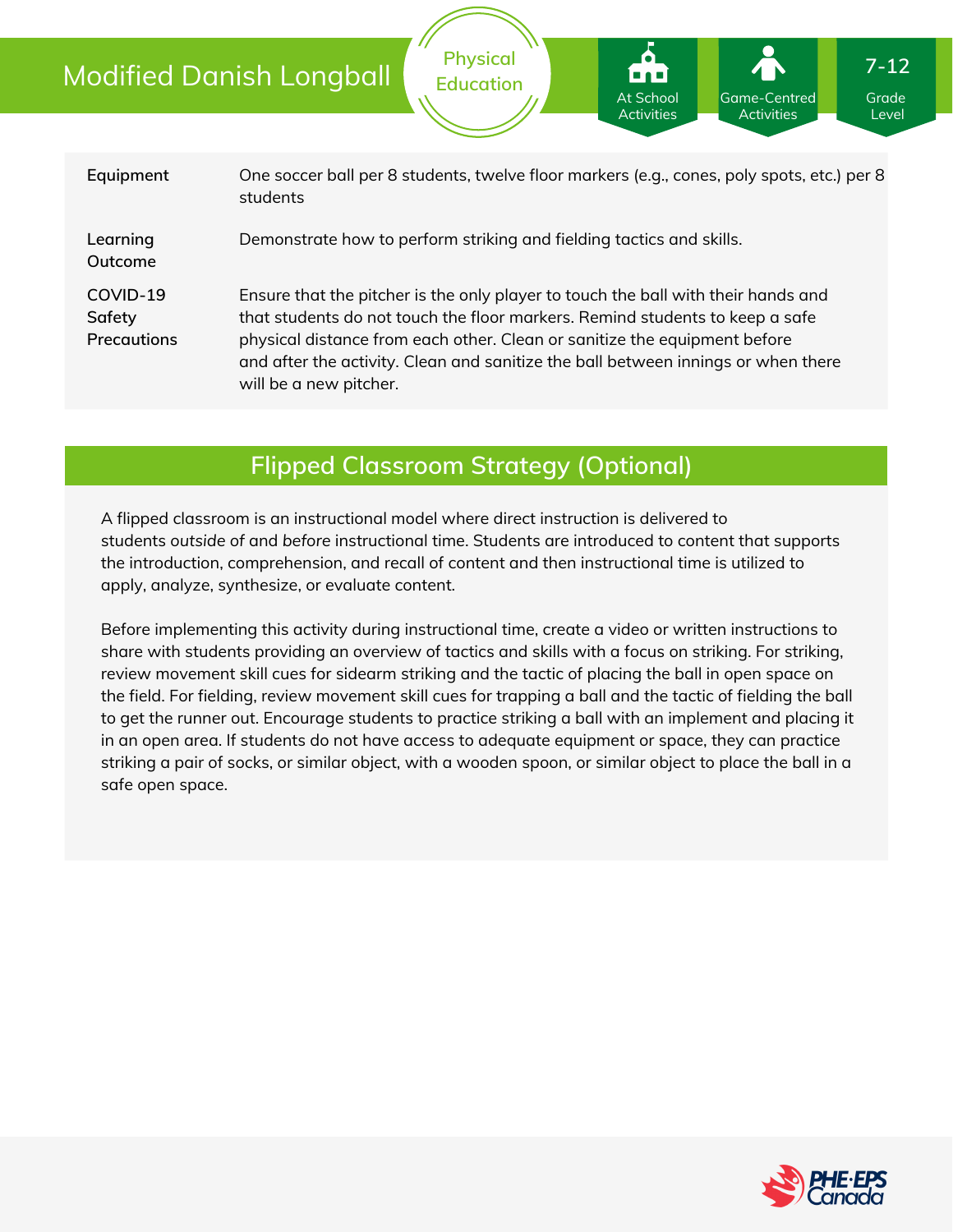# Modified Danish Longball

Physical Education

At School Activities | Game-Centred Activities | 7-12 Grade Level

| | |
|---|---|
| **Equipment** | One soccer ball per 8 students, twelve floor markers (e.g., cones, poly spots, etc.) per 8 students |
| **Learning Outcome** | Demonstrate how to perform striking and fielding tactics and skills. |
| **COVID-19 Safety Precautions** | Ensure that the pitcher is the only player to touch the ball with their hands and that students do not touch the floor markers. Remind students to keep a safe physical distance from each other. Clean or sanitize the equipment before and after the activity. Clean and sanitize the ball between innings or when there will be a new pitcher. |

## Flipped Classroom Strategy (Optional)

A flipped classroom is an instructional model where direct instruction is delivered to students *outside* of and *before* instructional time. Students are introduced to content that supports the introduction, comprehension, and recall of content and then instructional time is utilized to apply, analyze, synthesize, or evaluate content.

Before implementing this activity during instructional time, create a video or written instructions to share with students providing an overview of tactics and skills with a focus on striking. For striking, review movement skill cues for sidearm striking and the tactic of placing the ball in open space on the field. For fielding, review movement skill cues for trapping a ball and the tactic of fielding the ball to get the runner out. Encourage students to practice striking a ball with an implement and placing it in an open area. If students do not have access to adequate equipment or space, they can practice striking a pair of socks, or similar object, with a wooden spoon, or similar object to place the ball in a safe open space.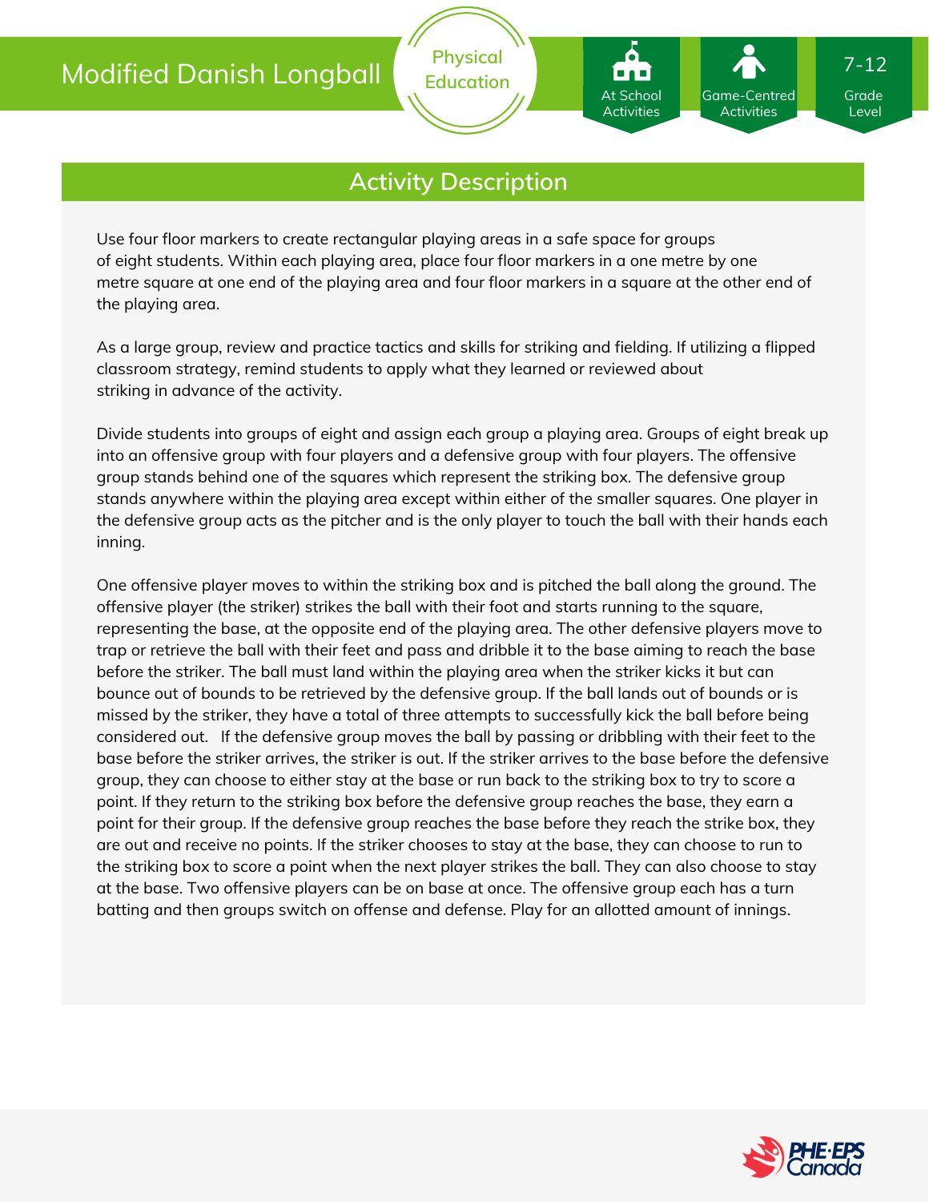# Modified Danish Longball

## Activity Description

Use four floor markers to create rectangular playing areas in a safe space for groups of eight students. Within each playing area, place four floor markers in a one metre by one metre square at one end of the playing area and four floor markers in a square at the other end of the playing area.

As a large group, review and practice tactics and skills for striking and fielding. If utilizing a flipped classroom strategy, remind students to apply what they learned or reviewed about striking in advance of the activity.

Divide students into groups of eight and assign each group a playing area. Groups of eight break up into an offensive group with four players and a defensive group with four players. The offensive group stands behind one of the squares which represent the striking box. The defensive group stands anywhere within the playing area except within either of the smaller squares. One player in the defensive group acts as the pitcher and is the only player to touch the ball with their hands each inning.

One offensive player moves to within the striking box and is pitched the ball along the ground. The offensive player (the striker) strikes the ball with their foot and starts running to the square, representing the base, at the opposite end of the playing area. The other defensive players move to trap or retrieve the ball with their feet and pass and dribble it to the base aiming to reach the base before the striker. The ball must land within the playing area when the striker kicks it but can bounce out of bounds to be retrieved by the defensive group. If the ball lands out of bounds or is missed by the striker, they have a total of three attempts to successfully kick the ball before being considered out. If the defensive group moves the ball by passing or dribbling with their feet to the base before the striker arrives, the striker is out. If the striker arrives to the base before the defensive group, they can choose to either stay at the base or run back to the striking box to try to score a point. If they return to the striking box before the defensive group reaches the base, they earn a point for their group. If the defensive group reaches the base before they reach the strike box, they are out and receive no points. If the striker chooses to stay at the base, they can choose to run to the striking box to score a point when the next player strikes the ball. They can also choose to stay at the base. Two offensive players can be on base at once. The offensive group each has a turn batting and then groups switch on offense and defense. Play for an allotted amount of innings.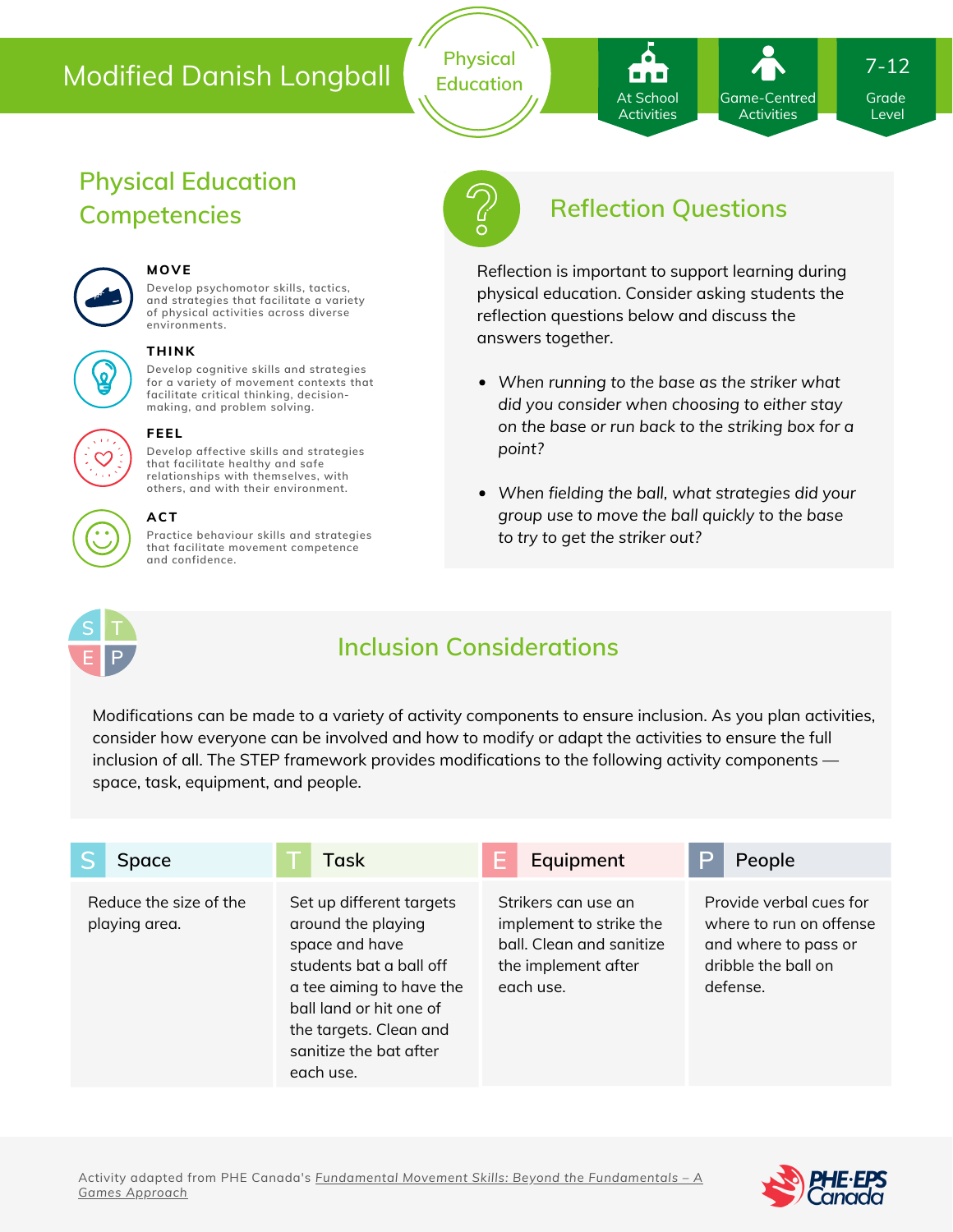# Modified Danish Longball

Physical Education

At School Activities | Game-Centred Activities | 7-12 Grade Level

## Physical Education Competencies

**MOVE**
Develop psychomotor skills, tactics, and strategies that facilitate a variety of physical activities across diverse environments.

**THINK**
Develop cognitive skills and strategies for a variety of movement contexts that facilitate critical thinking, decision-making, and problem solving.

**FEEL**
Develop affective skills and strategies that facilitate healthy and safe relationships with themselves, with others, and with their environment.

**ACT**
Practice behaviour skills and strategies that facilitate movement competence and confidence.

## Reflection Questions

Reflection is important to support learning during physical education. Consider asking students the reflection questions below and discuss the answers together.

- *When running to the base as the striker what did you consider when choosing to either stay on the base or run back to the striking box for a point?*
- *When fielding the ball, what strategies did your group use to move the ball quickly to the base to try to get the striker out?*

## Inclusion Considerations

Modifications can be made to a variety of activity components to ensure inclusion. As you plan activities, consider how everyone can be involved and how to modify or adapt the activities to ensure the full inclusion of all. The STEP framework provides modifications to the following activity components — space, task, equipment, and people.

| S Space | T Task | E Equipment | P People |
|---|---|---|---|
| Reduce the size of the playing area. | Set up different targets around the playing space and have students bat a ball off a tee aiming to have the ball land or hit one of the targets. Clean and sanitize the bat after each use. | Strikers can use an implement to strike the ball. Clean and sanitize the implement after each use. | Provide verbal cues for where to run on offense and where to pass or dribble the ball on defense. |

Activity adapted from PHE Canada's Fundamental Movement Skills: Beyond the Fundamentals – A Games Approach

PHE-EPS Canada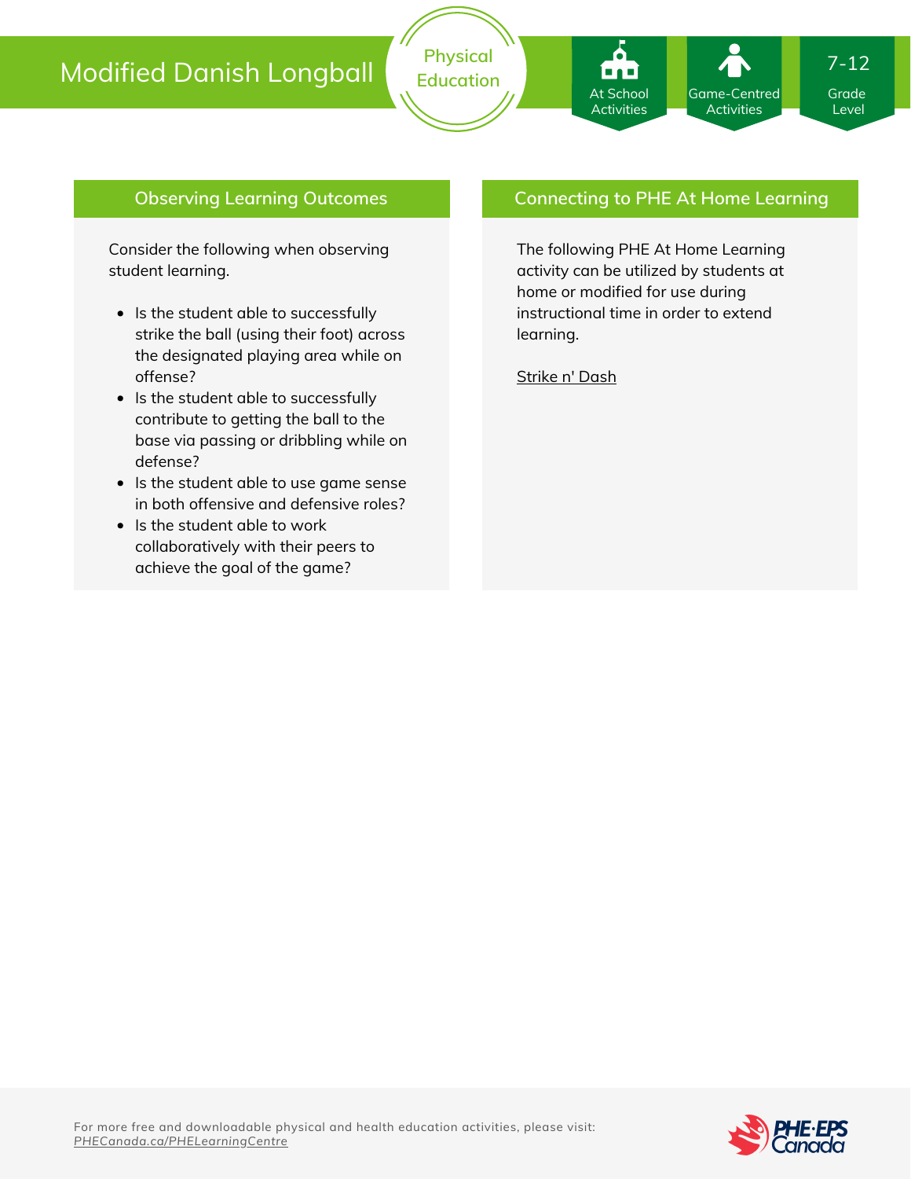## Observing Learning Outcomes

Consider the following when observing student learning.

- Is the student able to successfully strike the ball (using their foot) across the designated playing area while on offense?
- Is the student able to successfully contribute to getting the ball to the base via passing or dribbling while on defense?
- Is the student able to use game sense in both offensive and defensive roles?
- Is the student able to work collaboratively with their peers to achieve the goal of the game?

## Connecting to PHE At Home Learning

The following PHE At Home Learning activity can be utilized by students at home or modified for use during instructional time in order to extend learning.

Strike n' Dash